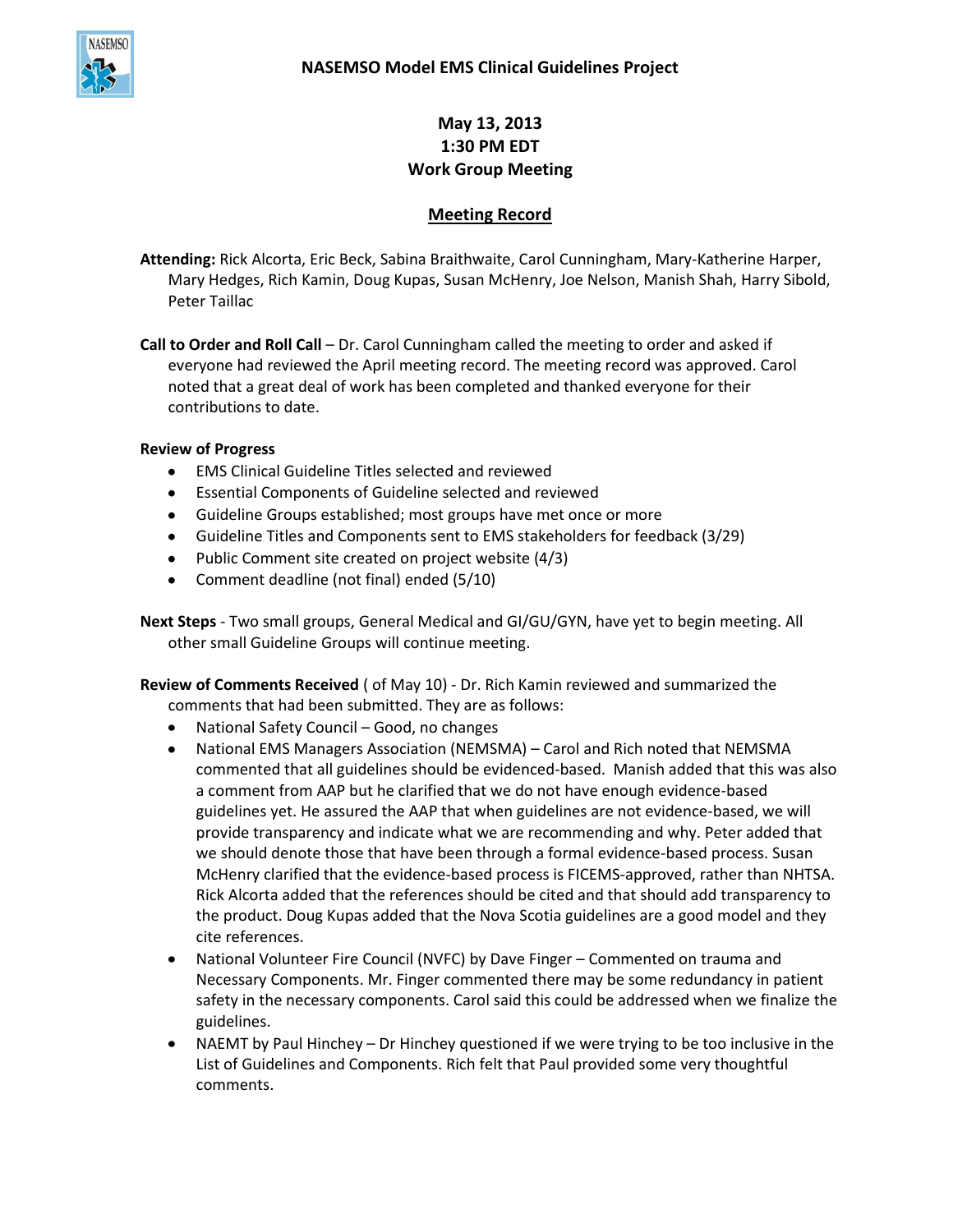# NASEMSO Model EMS Clinical Guidelines Project

**May 13, 2013**
**1:30 PM EDT**
**Work Group Meeting**

## Meeting Record

**Attending:** Rick Alcorta, Eric Beck, Sabina Braithwaite, Carol Cunningham, Mary-Katherine Harper, Mary Hedges, Rich Kamin, Doug Kupas, Susan McHenry, Joe Nelson, Manish Shah, Harry Sibold, Peter Taillac

**Call to Order and Roll Call** – Dr. Carol Cunningham called the meeting to order and asked if everyone had reviewed the April meeting record. The meeting record was approved. Carol noted that a great deal of work has been completed and thanked everyone for their contributions to date.

**Review of Progress**

- EMS Clinical Guideline Titles selected and reviewed
- Essential Components of Guideline selected and reviewed
- Guideline Groups established; most groups have met once or more
- Guideline Titles and Components sent to EMS stakeholders for feedback (3/29)
- Public Comment site created on project website (4/3)
- Comment deadline (not final) ended (5/10)

**Next Steps** - Two small groups, General Medical and GI/GU/GYN, have yet to begin meeting. All other small Guideline Groups will continue meeting.

**Review of Comments Received** ( of May 10) - Dr. Rich Kamin reviewed and summarized the comments that had been submitted. They are as follows:

- National Safety Council – Good, no changes
- National EMS Managers Association (NEMSMA) – Carol and Rich noted that NEMSMA commented that all guidelines should be evidenced-based. Manish added that this was also a comment from AAP but he clarified that we do not have enough evidence-based guidelines yet. He assured the AAP that when guidelines are not evidence-based, we will provide transparency and indicate what we are recommending and why. Peter added that we should denote those that have been through a formal evidence-based process. Susan McHenry clarified that the evidence-based process is FICEMS-approved, rather than NHTSA. Rick Alcorta added that the references should be cited and that should add transparency to the product. Doug Kupas added that the Nova Scotia guidelines are a good model and they cite references.
- National Volunteer Fire Council (NVFC) by Dave Finger – Commented on trauma and Necessary Components. Mr. Finger commented there may be some redundancy in patient safety in the necessary components. Carol said this could be addressed when we finalize the guidelines.
- NAEMT by Paul Hinchey – Dr Hinchey questioned if we were trying to be too inclusive in the List of Guidelines and Components. Rich felt that Paul provided some very thoughtful comments.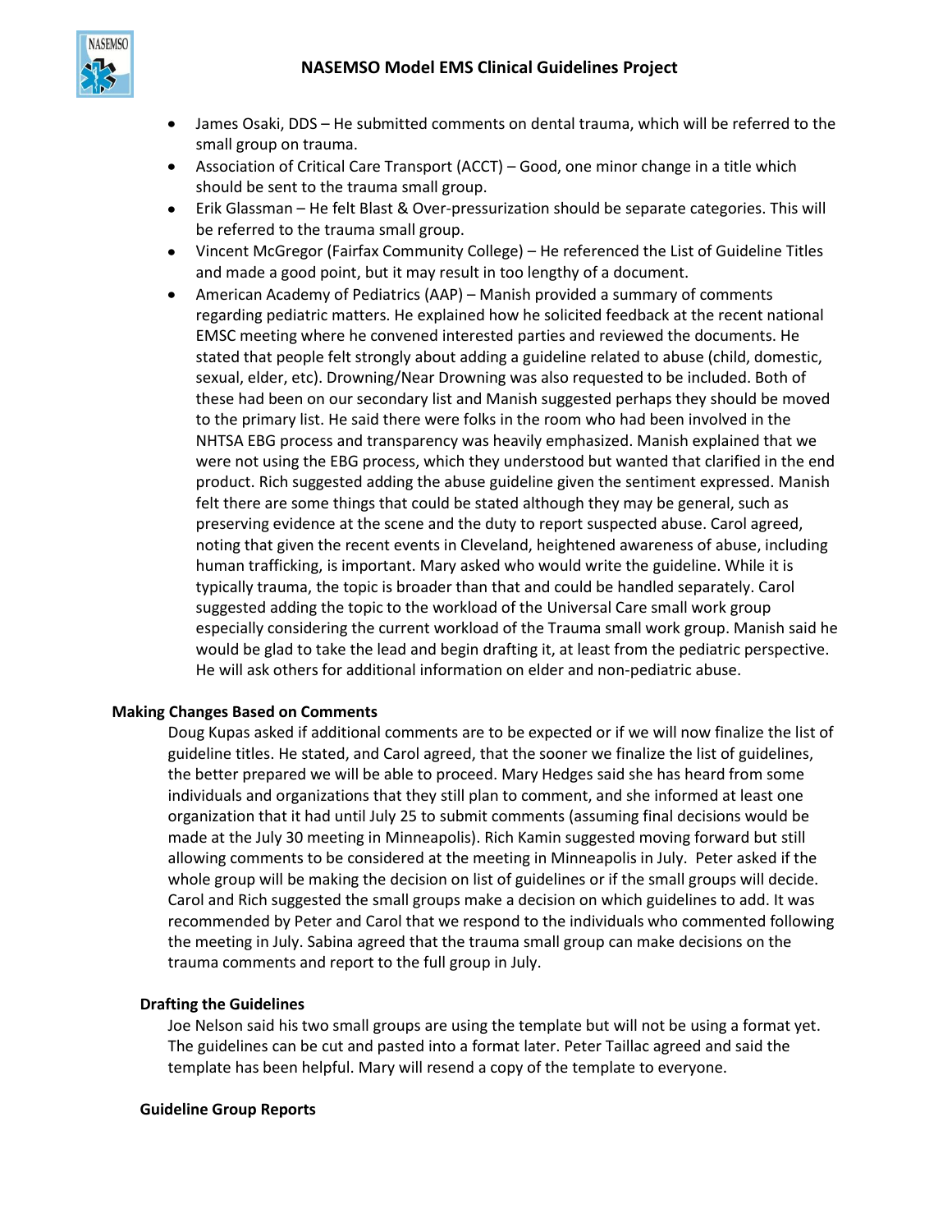- James Osaki, DDS – He submitted comments on dental trauma, which will be referred to the small group on trauma.
- Association of Critical Care Transport (ACCT) – Good, one minor change in a title which should be sent to the trauma small group.
- Erik Glassman – He felt Blast & Over-pressurization should be separate categories. This will be referred to the trauma small group.
- Vincent McGregor (Fairfax Community College) – He referenced the List of Guideline Titles and made a good point, but it may result in too lengthy of a document.
- American Academy of Pediatrics (AAP) – Manish provided a summary of comments regarding pediatric matters. He explained how he solicited feedback at the recent national EMSC meeting where he convened interested parties and reviewed the documents. He stated that people felt strongly about adding a guideline related to abuse (child, domestic, sexual, elder, etc). Drowning/Near Drowning was also requested to be included. Both of these had been on our secondary list and Manish suggested perhaps they should be moved to the primary list. He said there were folks in the room who had been involved in the NHTSA EBG process and transparency was heavily emphasized. Manish explained that we were not using the EBG process, which they understood but wanted that clarified in the end product. Rich suggested adding the abuse guideline given the sentiment expressed. Manish felt there are some things that could be stated although they may be general, such as preserving evidence at the scene and the duty to report suspected abuse. Carol agreed, noting that given the recent events in Cleveland, heightened awareness of abuse, including human trafficking, is important. Mary asked who would write the guideline. While it is typically trauma, the topic is broader than that and could be handled separately. Carol suggested adding the topic to the workload of the Universal Care small work group especially considering the current workload of the Trauma small work group. Manish said he would be glad to take the lead and begin drafting it, at least from the pediatric perspective. He will ask others for additional information on elder and non-pediatric abuse.

**Making Changes Based on Comments**

Doug Kupas asked if additional comments are to be expected or if we will now finalize the list of guideline titles. He stated, and Carol agreed, that the sooner we finalize the list of guidelines, the better prepared we will be able to proceed. Mary Hedges said she has heard from some individuals and organizations that they still plan to comment, and she informed at least one organization that it had until July 25 to submit comments (assuming final decisions would be made at the July 30 meeting in Minneapolis). Rich Kamin suggested moving forward but still allowing comments to be considered at the meeting in Minneapolis in July. Peter asked if the whole group will be making the decision on list of guidelines or if the small groups will decide. Carol and Rich suggested the small groups make a decision on which guidelines to add. It was recommended by Peter and Carol that we respond to the individuals who commented following the meeting in July. Sabina agreed that the trauma small group can make decisions on the trauma comments and report to the full group in July.

**Drafting the Guidelines**

Joe Nelson said his two small groups are using the template but will not be using a format yet. The guidelines can be cut and pasted into a format later. Peter Taillac agreed and said the template has been helpful. Mary will resend a copy of the template to everyone.

**Guideline Group Reports**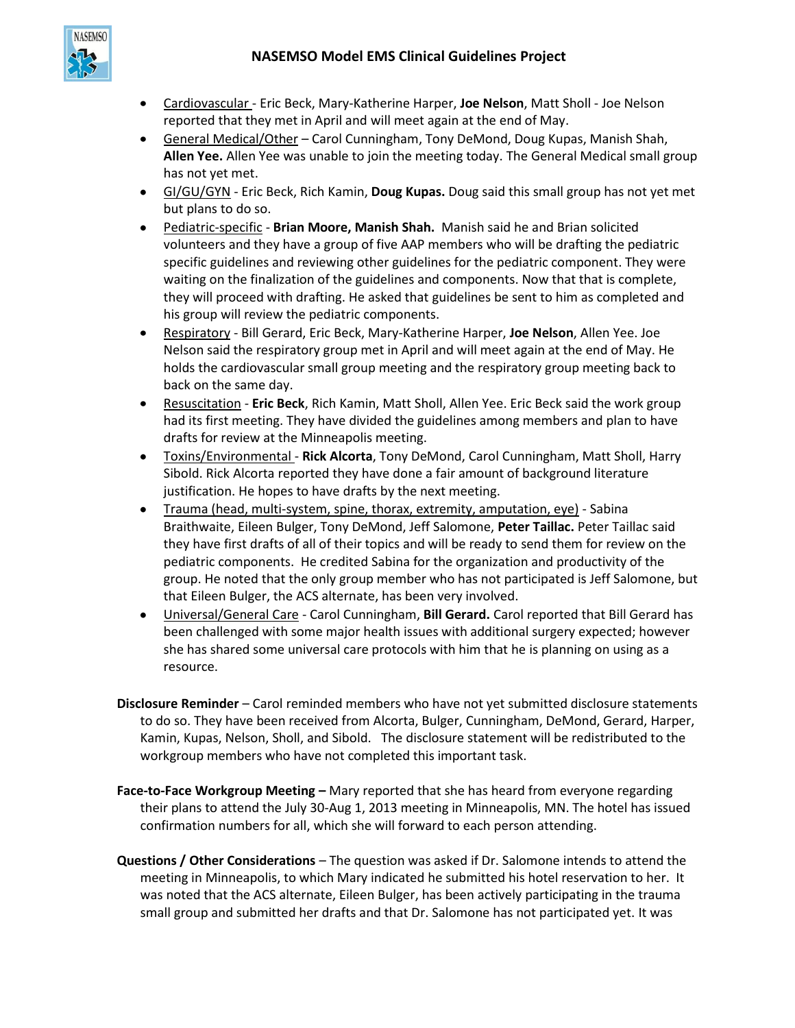- <u>Cardiovascular</u> - Eric Beck, Mary-Katherine Harper, **Joe Nelson**, Matt Sholl - Joe Nelson reported that they met in April and will meet again at the end of May.
- <u>General Medical/Other</u> – Carol Cunningham, Tony DeMond, Doug Kupas, Manish Shah, **Allen Yee.** Allen Yee was unable to join the meeting today. The General Medical small group has not yet met.
- <u>GI/GU/GYN</u> - Eric Beck, Rich Kamin, **Doug Kupas.** Doug said this small group has not yet met but plans to do so.
- <u>Pediatric-specific</u> - **Brian Moore, Manish Shah.** Manish said he and Brian solicited volunteers and they have a group of five AAP members who will be drafting the pediatric specific guidelines and reviewing other guidelines for the pediatric component. They were waiting on the finalization of the guidelines and components. Now that that is complete, they will proceed with drafting. He asked that guidelines be sent to him as completed and his group will review the pediatric components.
- <u>Respiratory</u> - Bill Gerard, Eric Beck, Mary-Katherine Harper, **Joe Nelson**, Allen Yee. Joe Nelson said the respiratory group met in April and will meet again at the end of May. He holds the cardiovascular small group meeting and the respiratory group meeting back to back on the same day.
- <u>Resuscitation</u> - **Eric Beck**, Rich Kamin, Matt Sholl, Allen Yee. Eric Beck said the work group had its first meeting. They have divided the guidelines among members and plan to have drafts for review at the Minneapolis meeting.
- <u>Toxins/Environmental</u> - **Rick Alcorta**, Tony DeMond, Carol Cunningham, Matt Sholl, Harry Sibold. Rick Alcorta reported they have done a fair amount of background literature justification. He hopes to have drafts by the next meeting.
- <u>Trauma (head, multi-system, spine, thorax, extremity, amputation, eye)</u> - Sabina Braithwaite, Eileen Bulger, Tony DeMond, Jeff Salomone, **Peter Taillac.** Peter Taillac said they have first drafts of all of their topics and will be ready to send them for review on the pediatric components. He credited Sabina for the organization and productivity of the group. He noted that the only group member who has not participated is Jeff Salomone, but that Eileen Bulger, the ACS alternate, has been very involved.
- <u>Universal/General Care</u> - Carol Cunningham, **Bill Gerard.** Carol reported that Bill Gerard has been challenged with some major health issues with additional surgery expected; however she has shared some universal care protocols with him that he is planning on using as a resource.

**Disclosure Reminder** – Carol reminded members who have not yet submitted disclosure statements to do so. They have been received from Alcorta, Bulger, Cunningham, DeMond, Gerard, Harper, Kamin, Kupas, Nelson, Sholl, and Sibold. The disclosure statement will be redistributed to the workgroup members who have not completed this important task.

**Face-to-Face Workgroup Meeting –** Mary reported that she has heard from everyone regarding their plans to attend the July 30-Aug 1, 2013 meeting in Minneapolis, MN. The hotel has issued confirmation numbers for all, which she will forward to each person attending.

**Questions / Other Considerations** – The question was asked if Dr. Salomone intends to attend the meeting in Minneapolis, to which Mary indicated he submitted his hotel reservation to her. It was noted that the ACS alternate, Eileen Bulger, has been actively participating in the trauma small group and submitted her drafts and that Dr. Salomone has not participated yet. It was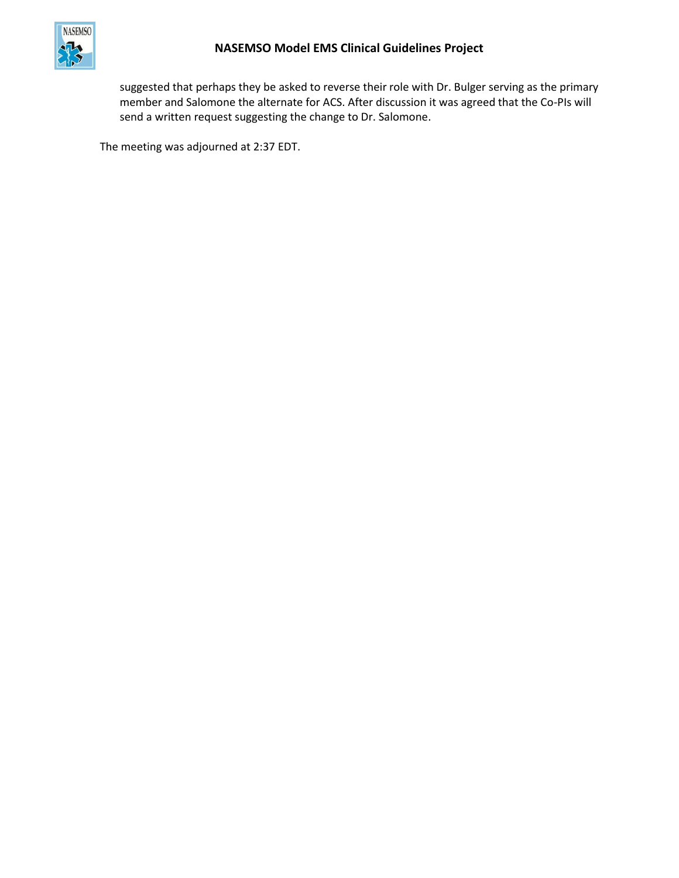suggested that perhaps they be asked to reverse their role with Dr. Bulger serving as the primary member and Salomone the alternate for ACS. After discussion it was agreed that the Co-PIs will send a written request suggesting the change to Dr. Salomone.

The meeting was adjourned at 2:37 EDT.